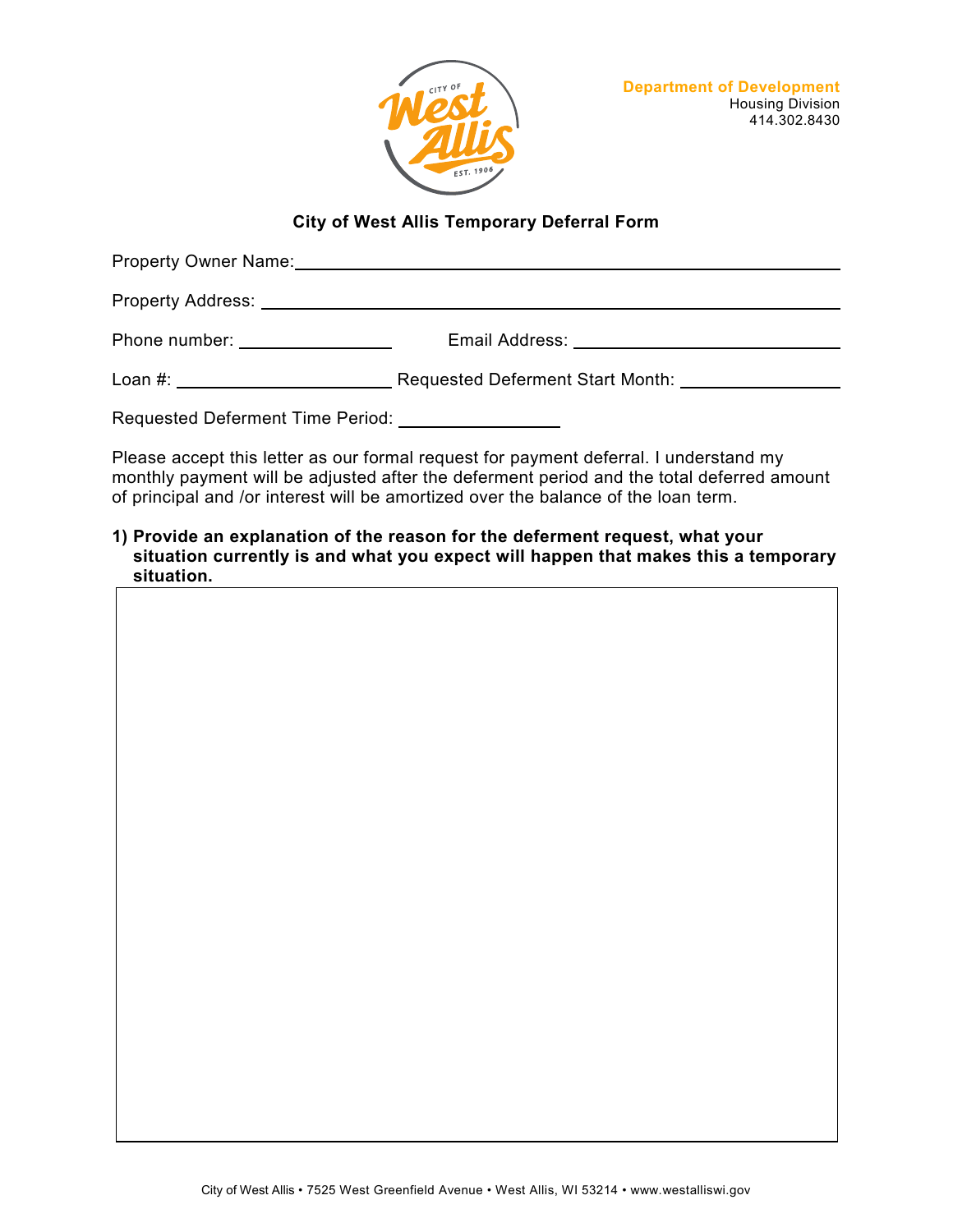Department of Development
Housing Division
414.302.8430

## City of West Allis Temporary Deferral Form

Property Owner Name: ______________________________________________

Property Address: ______________________________________________

Phone number: ________________ Email Address: ____________________________

Loan #: ______________________ Requested Deferment Start Month: ________________

Requested Deferment Time Period: ________________

Please accept this letter as our formal request for payment deferral. I understand my monthly payment will be adjusted after the deferment period and the total deferred amount of principal and /or interest will be amortized over the balance of the loan term.

**1) Provide an explanation of the reason for the deferment request, what your situation currently is and what you expect will happen that makes this a temporary situation.**

| |
|---|
| |

City of West Allis • 7525 West Greenfield Avenue • West Allis, WI 53214 • www.westalliswi.gov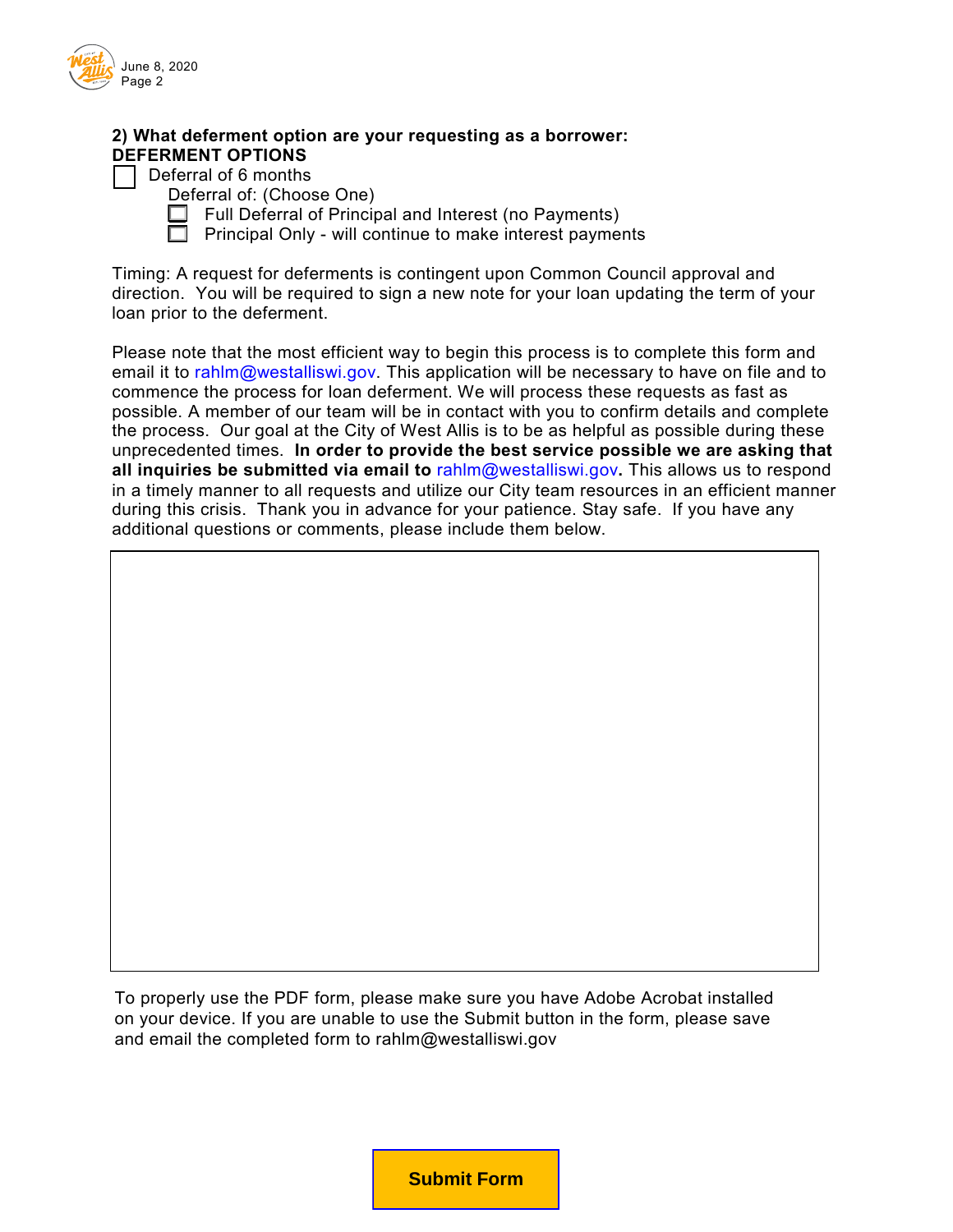**2) What deferment option are your requesting as a borrower:**
**DEFERMENT OPTIONS**

- [ ] Deferral of 6 months
  - Deferral of: (Choose One)
    - [ ] Full Deferral of Principal and Interest (no Payments)
    - [ ] Principal Only - will continue to make interest payments

Timing: A request for deferments is contingent upon Common Council approval and direction. You will be required to sign a new note for your loan updating the term of your loan prior to the deferment.

Please note that the most efficient way to begin this process is to complete this form and email it to rahlm@westalliswi.gov. This application will be necessary to have on file and to commence the process for loan deferment. We will process these requests as fast as possible. A member of our team will be in contact with you to confirm details and complete the process. Our goal at the City of West Allis is to be as helpful as possible during these unprecedented times. **In order to provide the best service possible we are asking that all inquiries be submitted via email to** rahlm@westalliswi.gov**.** This allows us to respond in a timely manner to all requests and utilize our City team resources in an efficient manner during this crisis. Thank you in advance for your patience. Stay safe. If you have any additional questions or comments, please include them below.

To properly use the PDF form, please make sure you have Adobe Acrobat installed on your device. If you are unable to use the Submit button in the form, please save and email the completed form to rahlm@westalliswi.gov

**Submit Form**